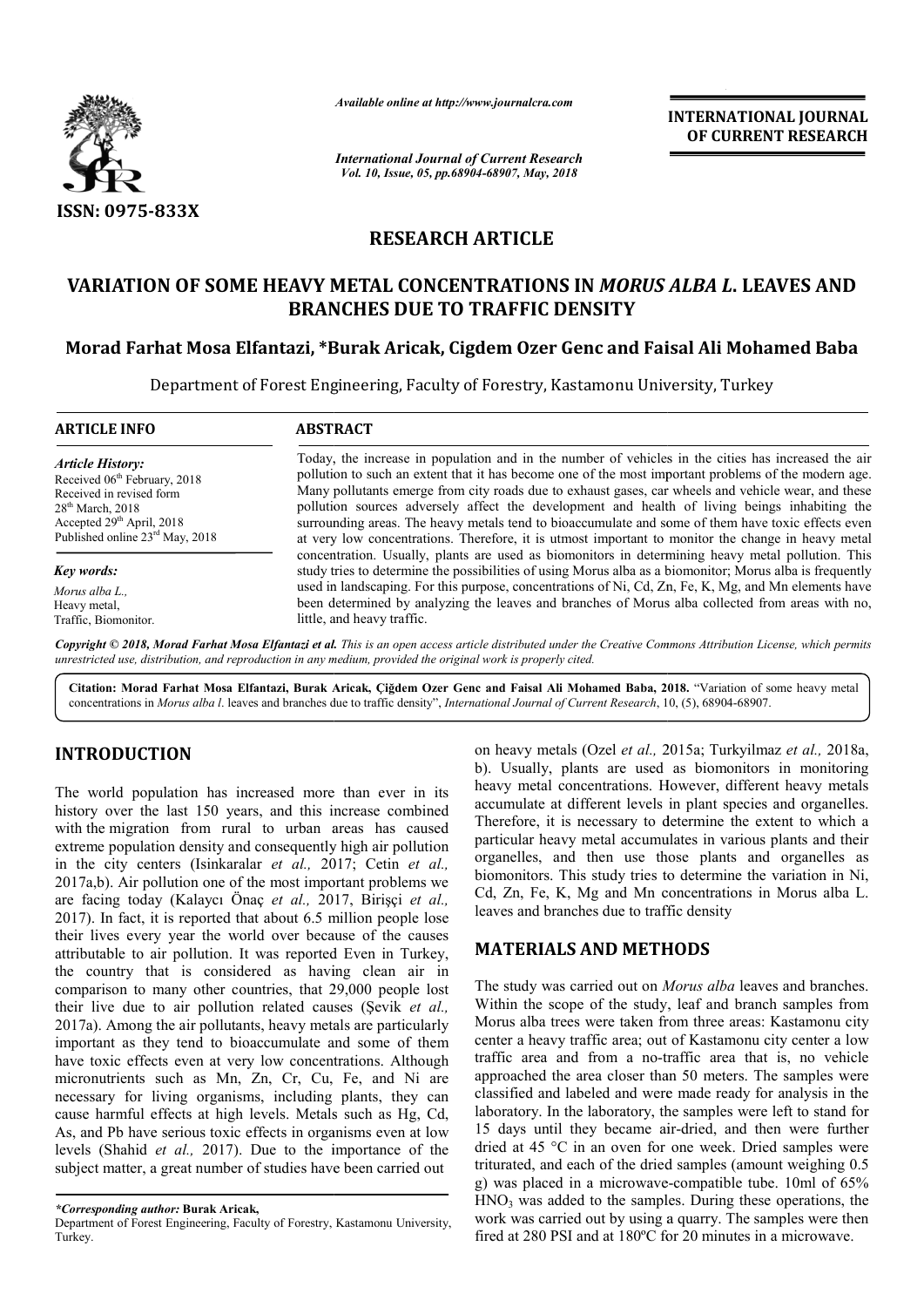ISSN: 0975-833X

*Available online at http://www.journalcra.com*

*International Journal of Current Research*
*Vol. 10, Issue, 05, pp.68904-68907, May, 2018*

**INTERNATIONAL JOURNAL OF CURRENT RESEARCH**

**RESEARCH ARTICLE**

# VARIATION OF SOME HEAVY METAL CONCENTRATIONS IN *MORUS ALBA L.* LEAVES AND BRANCHES DUE TO TRAFFIC DENSITY

**Morad Farhat Mosa Elfantazi, \*Burak Aricak, Cigdem Ozer Genc and Faisal Ali Mohamed Baba**

Department of Forest Engineering, Faculty of Forestry, Kastamonu University, Turkey

**ARTICLE INFO**

*Article History:*
Received 06th February, 2018
Received in revised form
28th March, 2018
Accepted 29th April, 2018
Published online 23rd May, 2018

*Key words:*
*Morus alba L.,*
Heavy metal,
Traffic, Biomonitor.

**ABSTRACT**

Today, the increase in population and in the number of vehicles in the cities has increased the air pollution to such an extent that it has become one of the most important problems of the modern age. Many pollutants emerge from city roads due to exhaust gases, car wheels and vehicle wear, and these pollution sources adversely affect the development and health of living beings inhabiting the surrounding areas. The heavy metals tend to bioaccumulate and some of them have toxic effects even at very low concentrations. Therefore, it is utmost important to monitor the change in heavy metal concentration. Usually, plants are used as biomonitors in determining heavy metal pollution. This study tries to determine the possibilities of using Morus alba as a biomonitor; Morus alba is frequently used in landscaping. For this purpose, concentrations of Ni, Cd, Zn, Fe, K, Mg, and Mn elements have been determined by analyzing the leaves and branches of Morus alba collected from areas with no, little, and heavy traffic.

*Copyright © 2018, Morad Farhat Mosa Elfantazi et al. This is an open access article distributed under the Creative Commons Attribution License, which permits unrestricted use, distribution, and reproduction in any medium, provided the original work is properly cited.*

**Citation: Morad Farhat Mosa Elfantazi, Burak Aricak, Çiğdem Ozer Genc and Faisal Ali Mohamed Baba, 2018.** "Variation of some heavy metal concentrations in *Morus alba l.* leaves and branches due to traffic density", *International Journal of Current Research*, 10, (5), 68904-68907.

## INTRODUCTION

The world population has increased more than ever in its history over the last 150 years, and this increase combined with the migration from rural to urban areas has caused extreme population density and consequently high air pollution in the city centers (Isinkaralar *et al.,* 2017; Cetin *et al.,* 2017a,b). Air pollution one of the most important problems we are facing today (Kalaycı Önaç *et al.,* 2017, Birişçi *et al.,* 2017). In fact, it is reported that about 6.5 million people lose their lives every year the world over because of the causes attributable to air pollution. It was reported Even in Turkey, the country that is considered as having clean air in comparison to many other countries, that 29,000 people lost their live due to air pollution related causes (Şevik *et al.,* 2017a). Among the air pollutants, heavy metals are particularly important as they tend to bioaccumulate and some of them have toxic effects even at very low concentrations. Although micronutrients such as Mn, Zn, Cr, Cu, Fe, and Ni are necessary for living organisms, including plants, they can cause harmful effects at high levels. Metals such as Hg, Cd, As, and Pb have serious toxic effects in organisms even at low levels (Shahid *et al.,* 2017). Due to the importance of the subject matter, a great number of studies have been carried out on heavy metals (Ozel *et al.,* 2015a; Turkyilmaz *et al.,* 2018a, b). Usually, plants are used as biomonitors in monitoring heavy metal concentrations. However, different heavy metals accumulate at different levels in plant species and organelles. Therefore, it is necessary to determine the extent to which a particular heavy metal accumulates in various plants and their organelles, and then use those plants and organelles as biomonitors. This study tries to determine the variation in Ni, Cd, Zn, Fe, K, Mg and Mn concentrations in Morus alba L. leaves and branches due to traffic density

## MATERIALS AND METHODS

The study was carried out on *Morus alba* leaves and branches. Within the scope of the study, leaf and branch samples from Morus alba trees were taken from three areas: Kastamonu city center a heavy traffic area; out of Kastamonu city center a low traffic area and from a no-traffic area that is, no vehicle approached the area closer than 50 meters. The samples were classified and labeled and were made ready for analysis in the laboratory. In the laboratory, the samples were left to stand for 15 days until they became air-dried, and then were further dried at 45 °C in an oven for one week. Dried samples were triturated, and each of the dried samples (amount weighing 0.5 g) was placed in a microwave-compatible tube. 10ml of 65% $HNO_3$ was added to the samples. During these operations, the work was carried out by using a quarry. The samples were then fired at 280 PSI and at 180ºC for 20 minutes in a microwave.

*\*Corresponding author:* **Burak Aricak,**
Department of Forest Engineering, Faculty of Forestry, Kastamonu University, Turkey.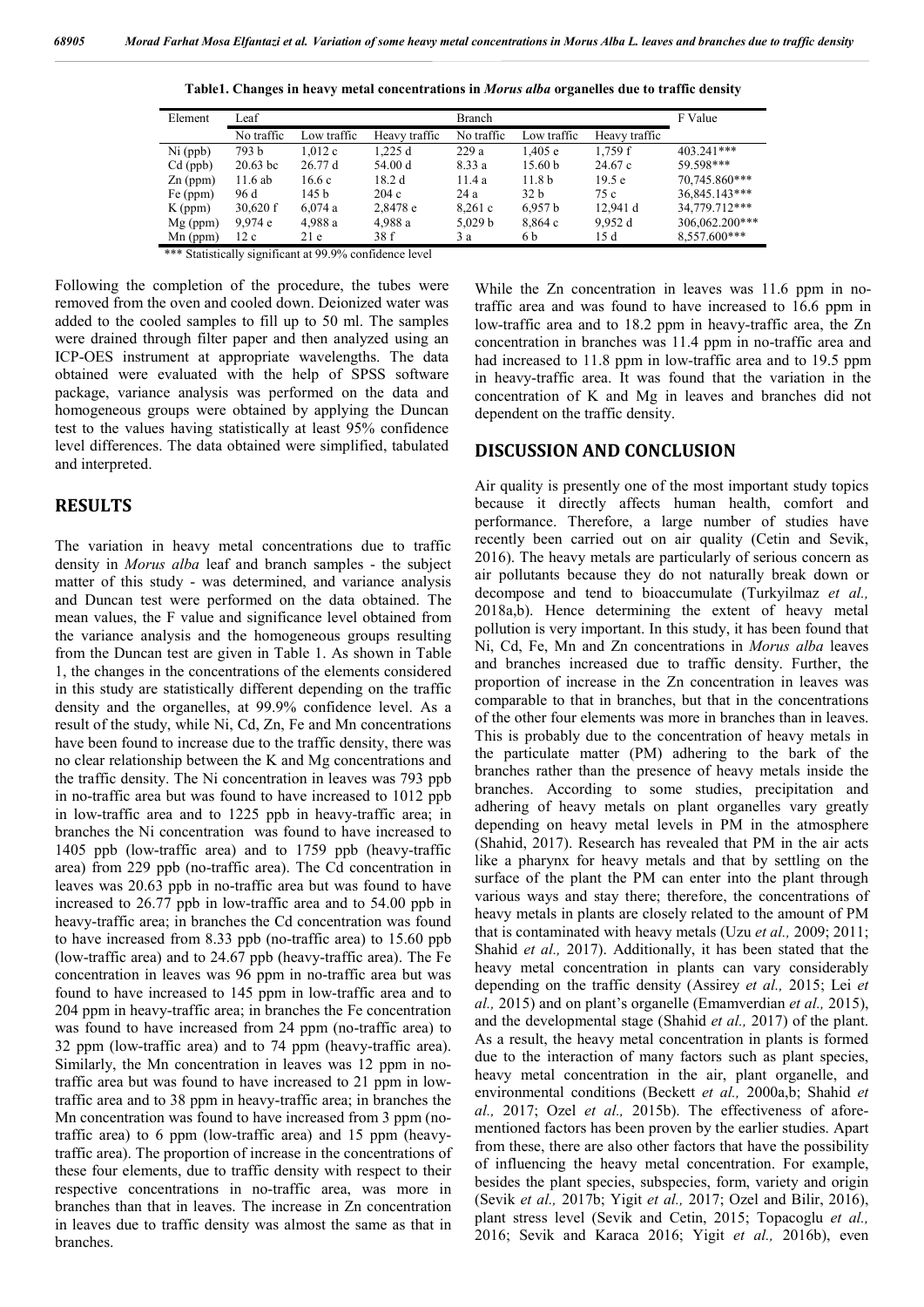**Table1. Changes in heavy metal concentrations in *Morus alba* organelles due to traffic density**

| Element | Leaf | | | Branch | | | F Value |
|---|---|---|---|---|---|---|---|
| | No traffic | Low traffic | Heavy traffic | No traffic | Low traffic | Heavy traffic | |
| Ni (ppb) | 793 b | 1,012 c | 1,225 d | 229 a | 1,405 e | 1,759 f | 403.241*** |
| Cd (ppb) | 20.63 bc | 26.77 d | 54.00 d | 8.33 a | 15.60 b | 24.67 c | 59.598*** |
| Zn (ppm) | 11.6 ab | 16.6 c | 18.2 d | 11.4 a | 11.8 b | 19.5 e | 70,745.860*** |
| Fe (ppm) | 96 d | 145 b | 204 c | 24 a | 32 b | 75 c | 36,845.143*** |
| K (ppm) | 30,620 f | 6,074 a | 2,8478 e | 8,261 c | 6,957 b | 12,941 d | 34,779.712*** |
| Mg (ppm) | 9,974 e | 4,988 a | 4,988 a | 5,029 b | 8,864 c | 9,952 d | 306,062.200*** |
| Mn (ppm) | 12 c | 21 e | 38 f | 3 a | 6 b | 15 d | 8,557.600*** |

*** Statistically significant at 99.9% confidence level

Following the completion of the procedure, the tubes were removed from the oven and cooled down. Deionized water was added to the cooled samples to fill up to 50 ml. The samples were drained through filter paper and then analyzed using an ICP-OES instrument at appropriate wavelengths. The data obtained were evaluated with the help of SPSS software package, variance analysis was performed on the data and homogeneous groups were obtained by applying the Duncan test to the values having statistically at least 95% confidence level differences. The data obtained were simplified, tabulated and interpreted.

## RESULTS

The variation in heavy metal concentrations due to traffic density in *Morus alba* leaf and branch samples - the subject matter of this study - was determined, and variance analysis and Duncan test were performed on the data obtained. The mean values, the F value and significance level obtained from the variance analysis and the homogeneous groups resulting from the Duncan test are given in Table 1. As shown in Table 1, the changes in the concentrations of the elements considered in this study are statistically different depending on the traffic density and the organelles, at 99.9% confidence level. As a result of the study, while Ni, Cd, Zn, Fe and Mn concentrations have been found to increase due to the traffic density, there was no clear relationship between the K and Mg concentrations and the traffic density. The Ni concentration in leaves was 793 ppb in no-traffic area but was found to have increased to 1012 ppb in low-traffic area and to 1225 ppb in heavy-traffic area; in branches the Ni concentration was found to have increased to 1405 ppb (low-traffic area) and to 1759 ppb (heavy-traffic area) from 229 ppb (no-traffic area). The Cd concentration in leaves was 20.63 ppb in no-traffic area but was found to have increased to 26.77 ppb in low-traffic area and to 54.00 ppb in heavy-traffic area; in branches the Cd concentration was found to have increased from 8.33 ppb (no-traffic area) to 15.60 ppb (low-traffic area) and to 24.67 ppb (heavy-traffic area). The Fe concentration in leaves was 96 ppm in no-traffic area but was found to have increased to 145 ppm in low-traffic area and to 204 ppm in heavy-traffic area; in branches the Fe concentration was found to have increased from 24 ppm (no-traffic area) to 32 ppm (low-traffic area) and to 74 ppm (heavy-traffic area). Similarly, the Mn concentration in leaves was 12 ppm in no-traffic area but was found to have increased to 21 ppm in low-traffic area and to 38 ppm in heavy-traffic area; in branches the Mn concentration was found to have increased from 3 ppm (no-traffic area) to 6 ppm (low-traffic area) and 15 ppm (heavy-traffic area). The proportion of increase in the concentrations of these four elements, due to traffic density with respect to their respective concentrations in no-traffic area, was more in branches than that in leaves. The increase in Zn concentration in leaves due to traffic density was almost the same as that in branches.

While the Zn concentration in leaves was 11.6 ppm in no-traffic area and was found to have increased to 16.6 ppm in low-traffic area and to 18.2 ppm in heavy-traffic area, the Zn concentration in branches was 11.4 ppm in no-traffic area and had increased to 11.8 ppm in low-traffic area and to 19.5 ppm in heavy-traffic area. It was found that the variation in the concentration of K and Mg in leaves and branches did not dependent on the traffic density.

## DISCUSSION AND CONCLUSION

Air quality is presently one of the most important study topics because it directly affects human health, comfort and performance. Therefore, a large number of studies have recently been carried out on air quality (Cetin and Sevik, 2016). The heavy metals are particularly of serious concern as air pollutants because they do not naturally break down or decompose and tend to bioaccumulate (Turkyilmaz *et al.,* 2018a,b). Hence determining the extent of heavy metal pollution is very important. In this study, it has been found that Ni, Cd, Fe, Mn and Zn concentrations in *Morus alba* leaves and branches increased due to traffic density. Further, the proportion of increase in the Zn concentration in leaves was comparable to that in branches, but that in the concentrations of the other four elements was more in branches than in leaves. This is probably due to the concentration of heavy metals in the particulate matter (PM) adhering to the bark of the branches rather than the presence of heavy metals inside the branches. According to some studies, precipitation and adhering of heavy metals on plant organelles vary greatly depending on heavy metal levels in PM in the atmosphere (Shahid, 2017). Research has revealed that PM in the air acts like a pharynx for heavy metals and that by settling on the surface of the plant the PM can enter into the plant through various ways and stay there; therefore, the concentrations of heavy metals in plants are closely related to the amount of PM that is contaminated with heavy metals (Uzu *et al.,* 2009; 2011; Shahid *et al.,* 2017). Additionally, it has been stated that the heavy metal concentration in plants can vary considerably depending on the traffic density (Assirey *et al.,* 2015; Lei *et al.,* 2015) and on plant's organelle (Emamverdian *et al.,* 2015), and the developmental stage (Shahid *et al.,* 2017) of the plant. As a result, the heavy metal concentration in plants is formed due to the interaction of many factors such as plant species, heavy metal concentration in the air, plant organelle, and environmental conditions (Beckett *et al.,* 2000a,b; Shahid *et al.,* 2017; Ozel *et al.,* 2015b). The effectiveness of afore-mentioned factors has been proven by the earlier studies. Apart from these, there are also other factors that have the possibility of influencing the heavy metal concentration. For example, besides the plant species, subspecies, form, variety and origin (Sevik *et al.,* 2017b; Yigit *et al.,* 2017; Ozel and Bilir, 2016), plant stress level (Sevik and Cetin, 2015; Topacoglu *et al.,* 2016; Sevik and Karaca 2016; Yigit *et al.,* 2016b), even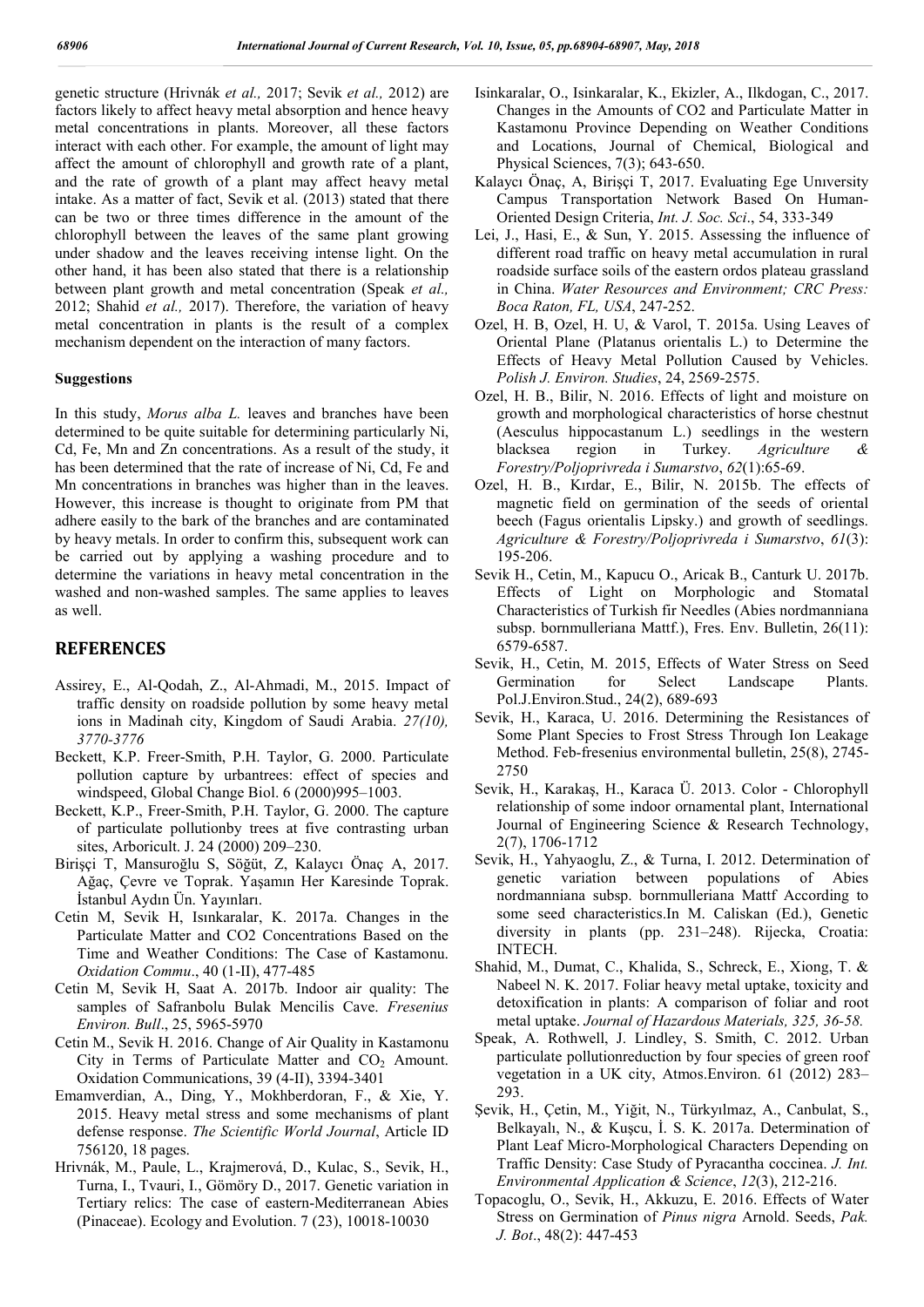genetic structure (Hrivnák *et al.,* 2017; Sevik *et al.,* 2012) are factors likely to affect heavy metal absorption and hence heavy metal concentrations in plants. Moreover, all these factors interact with each other. For example, the amount of light may affect the amount of chlorophyll and growth rate of a plant, and the rate of growth of a plant may affect heavy metal intake. As a matter of fact, Sevik et al. (2013) stated that there can be two or three times difference in the amount of the chlorophyll between the leaves of the same plant growing under shadow and the leaves receiving intense light. On the other hand, it has been also stated that there is a relationship between plant growth and metal concentration (Speak *et al.,* 2012; Shahid *et al.,* 2017). Therefore, the variation of heavy metal concentration in plants is the result of a complex mechanism dependent on the interaction of many factors.

### Suggestions

In this study, *Morus alba L.* leaves and branches have been determined to be quite suitable for determining particularly Ni, Cd, Fe, Mn and Zn concentrations. As a result of the study, it has been determined that the rate of increase of Ni, Cd, Fe and Mn concentrations in branches was higher than in the leaves. However, this increase is thought to originate from PM that adhere easily to the bark of the branches and are contaminated by heavy metals. In order to confirm this, subsequent work can be carried out by applying a washing procedure and to determine the variations in heavy metal concentration in the washed and non-washed samples. The same applies to leaves as well.

## REFERENCES

- Assirey, E., Al-Qodah, Z., Al-Ahmadi, M., 2015. Impact of traffic density on roadside pollution by some heavy metal ions in Madinah city, Kingdom of Saudi Arabia. *27(10), 3770-3776*
- Beckett, K.P. Freer-Smith, P.H. Taylor, G. 2000. Particulate pollution capture by urbantrees: effect of species and windspeed, Global Change Biol. 6 (2000)995–1003.
- Beckett, K.P., Freer-Smith, P.H. Taylor, G. 2000. The capture of particulate pollutionby trees at five contrasting urban sites, Arboricult. J. 24 (2000) 209–230.
- Birişçi T, Mansuroğlu S, Söğüt, Z, Kalaycı Önaç A, 2017. Ağaç, Çevre ve Toprak. Yaşamın Her Karesinde Toprak. İstanbul Aydın Ün. Yayınları.
- Cetin M, Sevik H, Isınkaralar, K. 2017a. Changes in the Particulate Matter and CO2 Concentrations Based on the Time and Weather Conditions: The Case of Kastamonu. *Oxidation Commu*., 40 (1-II), 477-485
- Cetin M, Sevik H, Saat A. 2017b. Indoor air quality: The samples of Safranbolu Bulak Mencilis Cave. *Fresenius Environ. Bull*., 25, 5965-5970
- Cetin M., Sevik H. 2016. Change of Air Quality in Kastamonu City in Terms of Particulate Matter and $CO_2$ Amount. Oxidation Communications, 39 (4-II), 3394-3401
- Emamverdian, A., Ding, Y., Mokhberdoran, F., & Xie, Y. 2015. Heavy metal stress and some mechanisms of plant defense response. *The Scientific World Journal*, Article ID 756120, 18 pages.
- Hrivnák, M., Paule, L., Krajmerová, D., Kulac, S., Sevik, H., Turna, I., Tvauri, I., Gömöry D., 2017. Genetic variation in Tertiary relics: The case of eastern-Mediterranean Abies (Pinaceae). Ecology and Evolution. 7 (23), 10018-10030
- Isinkaralar, O., Isinkaralar, K., Ekizler, A., Ilkdogan, C., 2017. Changes in the Amounts of CO2 and Particulate Matter in Kastamonu Province Depending on Weather Conditions and Locations, Journal of Chemical, Biological and Physical Sciences, 7(3); 643-650.
- Kalaycı Önaç, A, Birişçi T, 2017. Evaluating Ege Unıversity Campus Transportation Network Based On Human-Oriented Design Criteria, *Int. J. Soc. Sci*., 54, 333-349
- Lei, J., Hasi, E., & Sun, Y. 2015. Assessing the influence of different road traffic on heavy metal accumulation in rural roadside surface soils of the eastern ordos plateau grassland in China. *Water Resources and Environment; CRC Press: Boca Raton, FL, USA*, 247-252.
- Ozel, H. B, Ozel, H. U, & Varol, T. 2015a. Using Leaves of Oriental Plane (Platanus orientalis L.) to Determine the Effects of Heavy Metal Pollution Caused by Vehicles. *Polish J. Environ. Studies*, 24, 2569-2575.
- Ozel, H. B., Bilir, N. 2016. Effects of light and moisture on growth and morphological characteristics of horse chestnut (Aesculus hippocastanum L.) seedlings in the western blacksea region in Turkey. *Agriculture & Forestry/Poljoprivreda i Sumarstvo*, *62*(1):65-69.
- Ozel, H. B., Kırdar, E., Bilir, N. 2015b. The effects of magnetic field on germination of the seeds of oriental beech (Fagus orientalis Lipsky.) and growth of seedlings. *Agriculture & Forestry/Poljoprivreda i Sumarstvo*, *61*(3): 195-206.
- Sevik H., Cetin, M., Kapucu O., Aricak B., Canturk U. 2017b. Effects of Light on Morphologic and Stomatal Characteristics of Turkish fir Needles (Abies nordmanniana subsp. bornmulleriana Mattf.), Fres. Env. Bulletin, 26(11): 6579-6587.
- Sevik, H., Cetin, M. 2015, Effects of Water Stress on Seed Germination for Select Landscape Plants. Pol.J.Environ.Stud., 24(2), 689-693
- Sevik, H., Karaca, U. 2016. Determining the Resistances of Some Plant Species to Frost Stress Through Ion Leakage Method. Feb-fresenius environmental bulletin, 25(8), 2745-2750
- Sevik, H., Karakaş, H., Karaca Ü. 2013. Color - Chlorophyll relationship of some indoor ornamental plant, International Journal of Engineering Science & Research Technology, 2(7), 1706-1712
- Sevik, H., Yahyaoglu, Z., & Turna, I. 2012. Determination of genetic variation between populations of Abies nordmanniana subsp. bornmulleriana Mattf According to some seed characteristics.In M. Caliskan (Ed.), Genetic diversity in plants (pp. 231–248). Rijecka, Croatia: INTECH.
- Shahid, M., Dumat, C., Khalida, S., Schreck, E., Xiong, T. & Nabeel N. K. 2017. Foliar heavy metal uptake, toxicity and detoxification in plants: A comparison of foliar and root metal uptake. *Journal of Hazardous Materials, 325, 36-58.*
- Speak, A. Rothwell, J. Lindley, S. Smith, C. 2012. Urban particulate pollutionreduction by four species of green roof vegetation in a UK city, Atmos.Environ. 61 (2012) 283–293.
- Şevik, H., Çetin, M., Yiğit, N., Türkyılmaz, A., Canbulat, S., Belkayalı, N., & Kuşcu, İ. S. K. 2017a. Determination of Plant Leaf Micro-Morphological Characters Depending on Traffic Density: Case Study of Pyracantha coccinea. *J. Int. Environmental Application & Science*, *12*(3), 212-216.
- Topacoglu, O., Sevik, H., Akkuzu, E. 2016. Effects of Water Stress on Germination of *Pinus nigra* Arnold. Seeds, *Pak. J. Bot*., 48(2): 447-453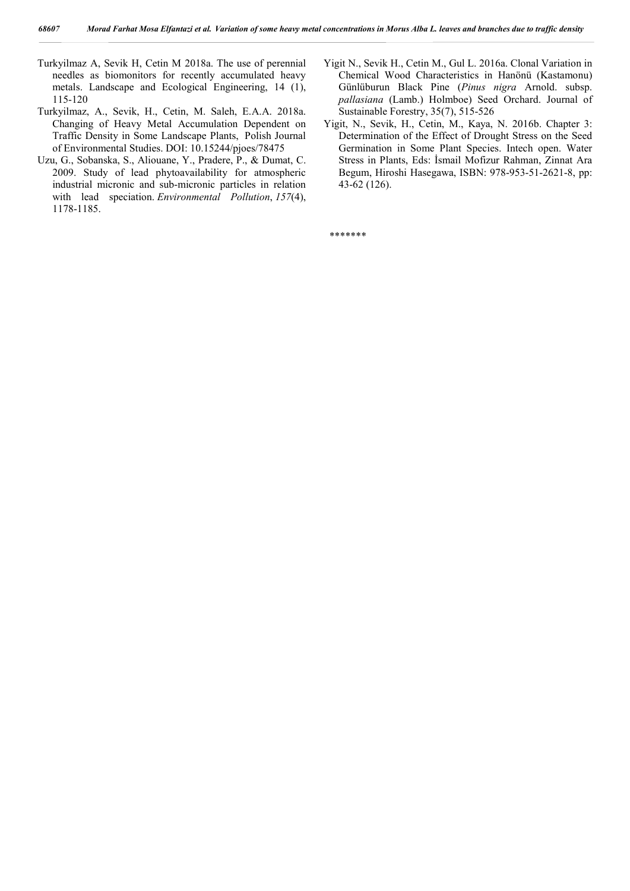Turkyilmaz A, Sevik H, Cetin M 2018a. The use of perennial needles as biomonitors for recently accumulated heavy metals. Landscape and Ecological Engineering, 14 (1), 115-120

Turkyilmaz, A., Sevik, H., Cetin, M. Saleh, E.A.A. 2018a. Changing of Heavy Metal Accumulation Dependent on Traffic Density in Some Landscape Plants, Polish Journal of Environmental Studies. DOI: 10.15244/pjoes/78475

Uzu, G., Sobanska, S., Aliouane, Y., Pradere, P., & Dumat, C. 2009. Study of lead phytoavailability for atmospheric industrial micronic and sub-micronic particles in relation with lead speciation. *Environmental Pollution*, *157*(4), 1178-1185.

Yigit N., Sevik H., Cetin M., Gul L. 2016a. Clonal Variation in Chemical Wood Characteristics in Hanönü (Kastamonu) Günlüburun Black Pine (*Pinus nigra* Arnold. subsp. *pallasiana* (Lamb.) Holmboe) Seed Orchard. Journal of Sustainable Forestry, 35(7), 515-526

Yigit, N., Sevik, H., Cetin, M., Kaya, N. 2016b. Chapter 3: Determination of the Effect of Drought Stress on the Seed Germination in Some Plant Species. Intech open. Water Stress in Plants, Eds: İsmail Mofizur Rahman, Zinnat Ara Begum, Hiroshi Hasegawa, ISBN: 978-953-51-2621-8, pp: 43-62 (126).

*******